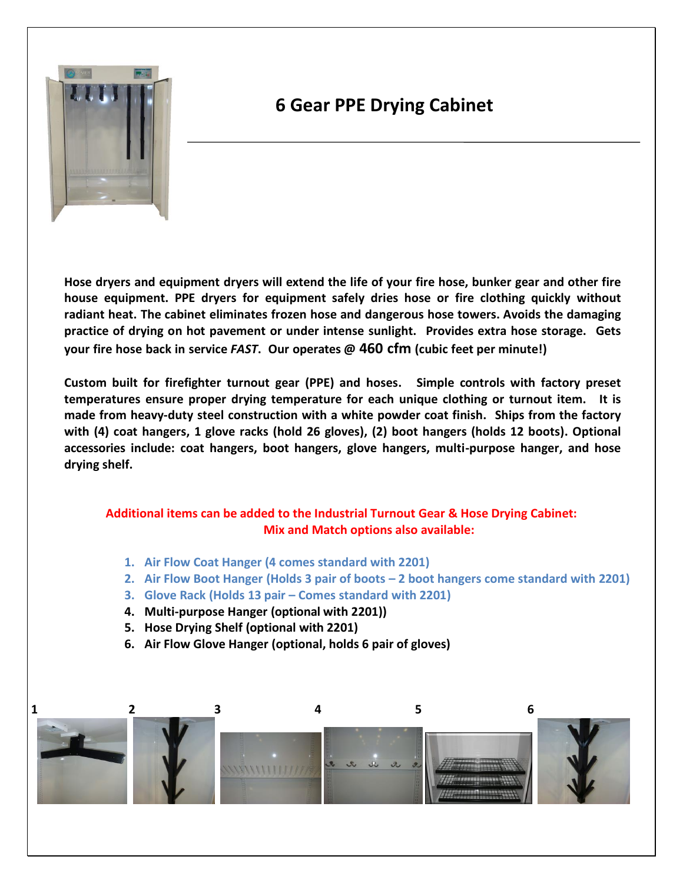# 6 Gear PPE Drying Cabinet

**Hose dryers and equipment dryers will extend the life of your fire hose, bunker gear and other fire house equipment. PPE dryers for equipment safely dries hose or fire clothing quickly without radiant heat. The cabinet eliminates frozen hose and dangerous hose towers. Avoids the damaging practice of drying on hot pavement or under intense sunlight. Provides extra hose storage. Gets your fire hose back in service *FAST*. Our operates @ 460 cfm (cubic feet per minute!)**

**Custom built for firefighter turnout gear (PPE) and hoses. Simple controls with factory preset temperatures ensure proper drying temperature for each unique clothing or turnout item. It is made from heavy-duty steel construction with a white powder coat finish. Ships from the factory with (4) coat hangers, 1 glove racks (hold 26 gloves), (2) boot hangers (holds 12 boots). Optional accessories include: coat hangers, boot hangers, glove hangers, multi-purpose hanger, and hose drying shelf.**

**Additional items can be added to the Industrial Turnout Gear & Hose Drying Cabinet:**
**Mix and Match options also available:**

1. **Air Flow Coat Hanger (4 comes standard with 2201)**
2. **Air Flow Boot Hanger (Holds 3 pair of boots – 2 boot hangers come standard with 2201)**
3. **Glove Rack (Holds 13 pair – Comes standard with 2201)**
4. **Multi-purpose Hanger (optional with 2201))**
5. **Hose Drying Shelf (optional with 2201)**
6. **Air Flow Glove Hanger (optional, holds 6 pair of gloves)**

1 2 3 4 5 6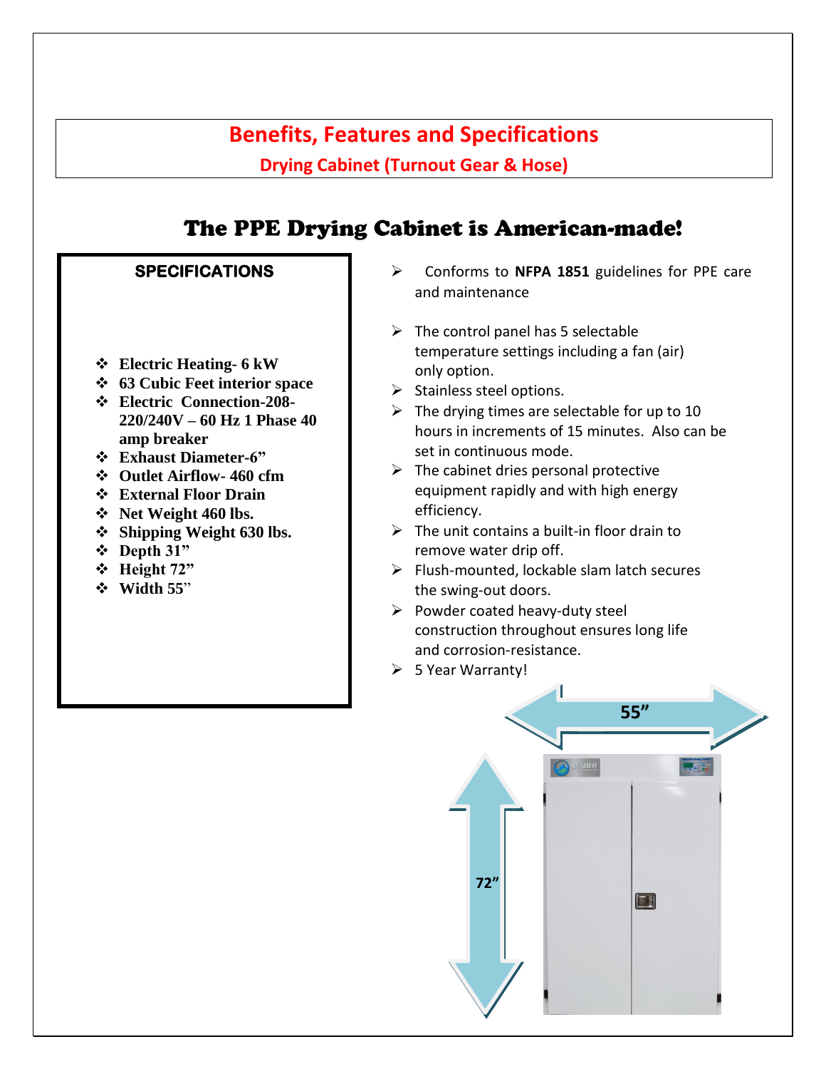# Benefits, Features and Specifications

## Drying Cabinet (Turnout Gear & Hose)

## The PPE Drying Cabinet is American-made!

### SPECIFICATIONS

- **Electric Heating- 6 kW**
- **63 Cubic Feet interior space**
- **Electric Connection-208-220/240V – 60 Hz 1 Phase 40 amp breaker**
- **Exhaust Diameter-6"**
- **Outlet Airflow- 460 cfm**
- **External Floor Drain**
- **Net Weight 460 lbs.**
- **Shipping Weight 630 lbs.**
- **Depth 31"**
- **Height 72"**
- **Width 55"**

- Conforms to **NFPA 1851** guidelines for PPE care and maintenance
- The control panel has 5 selectable temperature settings including a fan (air) only option.
- Stainless steel options.
- The drying times are selectable for up to 10 hours in increments of 15 minutes. Also can be set in continuous mode.
- The cabinet dries personal protective equipment rapidly and with high energy efficiency.
- The unit contains a built-in floor drain to remove water drip off.
- Flush-mounted, lockable slam latch secures the swing-out doors.
- Powder coated heavy-duty steel construction throughout ensures long life and corrosion-resistance.
- 5 Year Warranty!

55"

72"